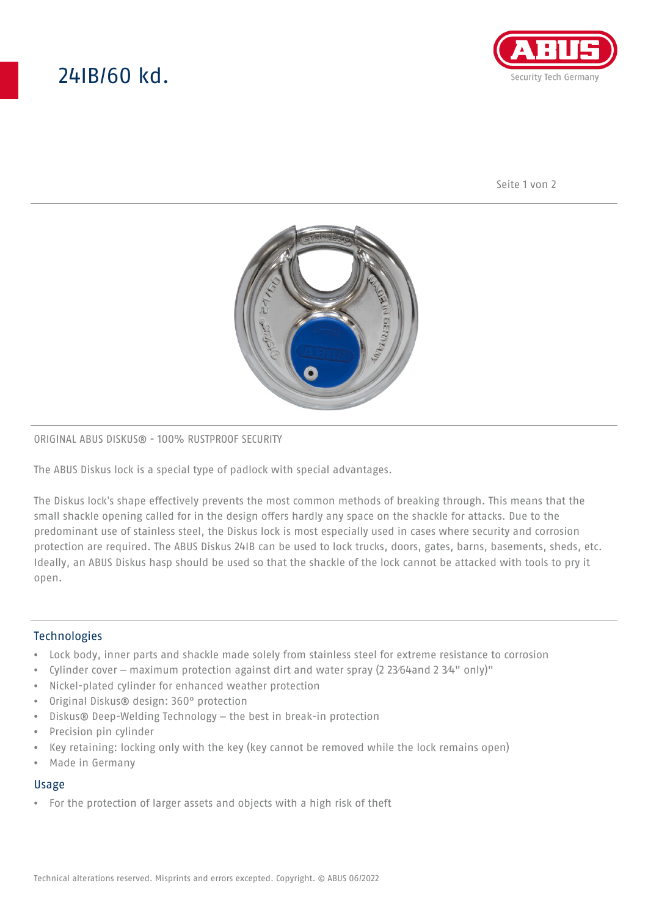# 24IB/60 kd.

ORIGINAL ABUS DISKUS® - 100% RUSTPROOF SECURITY

The ABUS Diskus lock is a special type of padlock with special advantages.

The Diskus lock's shape effectively prevents the most common methods of breaking through. This means that the small shackle opening called for in the design offers hardly any space on the shackle for attacks. Due to the predominant use of stainless steel, the Diskus lock is most especially used in cases where security and corrosion protection are required. The ABUS Diskus 24IB can be used to lock trucks, doors, gates, barns, basements, sheds, etc. Ideally, an ABUS Diskus hasp should be used so that the shackle of the lock cannot be attacked with tools to pry it open.

## Technologies

- Lock body, inner parts and shackle made solely from stainless steel for extreme resistance to corrosion
- Cylinder cover – maximum protection against dirt and water spray (2 23⁄64and 2 3⁄4" only)"
- Nickel-plated cylinder for enhanced weather protection
- Original Diskus® design: 360° protection
- Diskus® Deep-Welding Technology – the best in break-in protection
- Precision pin cylinder
- Key retaining: locking only with the key (key cannot be removed while the lock remains open)
- Made in Germany

## Usage

- For the protection of larger assets and objects with a high risk of theft

Technical alterations reserved. Misprints and errors excepted. Copyright. © ABUS 06/2022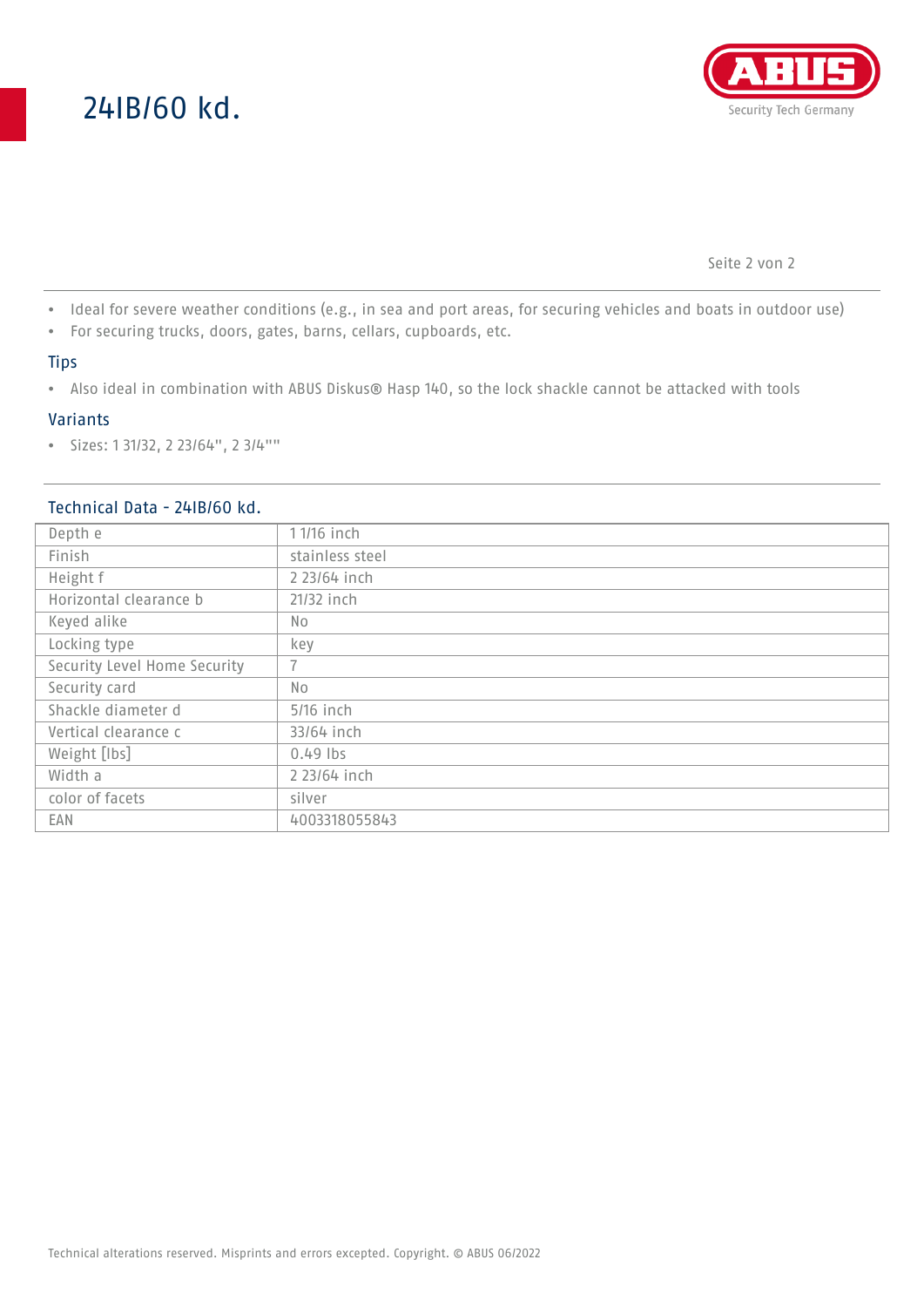- Ideal for severe weather conditions (e.g., in sea and port areas, for securing vehicles and boats in outdoor use)
- For securing trucks, doors, gates, barns, cellars, cupboards, etc.

## Tips

- Also ideal in combination with ABUS Diskus® Hasp 140, so the lock shackle cannot be attacked with tools

## Variants

- Sizes: 1 31/32, 2 23/64", 2 3/4""

## Technical Data - 24IB/60 kd.

| | |
|---|---|
| Depth e | 1 1/16 inch |
| Finish | stainless steel |
| Height f | 2 23/64 inch |
| Horizontal clearance b | 21/32 inch |
| Keyed alike | No |
| Locking type | key |
| Security Level Home Security | 7 |
| Security card | No |
| Shackle diameter d | 5/16 inch |
| Vertical clearance c | 33/64 inch |
| Weight [lbs] | 0.49 lbs |
| Width a | 2 23/64 inch |
| color of facets | silver |
| EAN | 4003318055843 |

Technical alterations reserved. Misprints and errors excepted. Copyright. © ABUS 06/2022